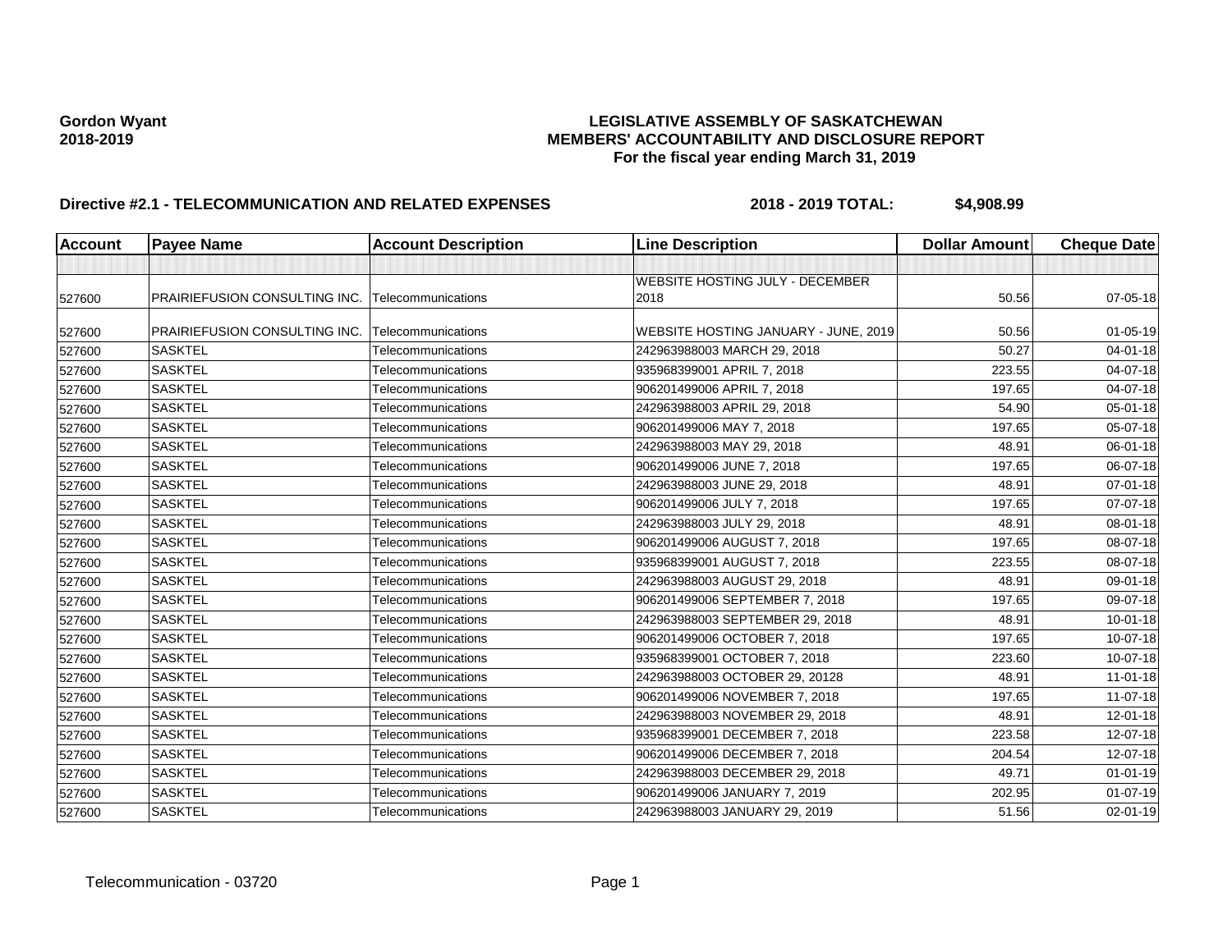**Gordon Wyant**
**2018-2019**

# LEGISLATIVE ASSEMBLY OF SASKATCHEWAN
## MEMBERS' ACCOUNTABILITY AND DISCLOSURE REPORT
### For the fiscal year ending March 31, 2019

**Directive #2.1 - TELECOMMUNICATION AND RELATED EXPENSES** **2018 - 2019 TOTAL: $4,908.99**

| Account | Payee Name | Account Description | Line Description | Dollar Amount | Cheque Date |
|---|---|---|---|---|---|
| | | | | | |
| 527600 | PRAIRIEFUSION CONSULTING INC. | Telecommunications | WEBSITE HOSTING JULY - DECEMBER 2018 | 50.56 | 07-05-18 |
| 527600 | PRAIRIEFUSION CONSULTING INC. | Telecommunications | WEBSITE HOSTING JANUARY - JUNE, 2019 | 50.56 | 01-05-19 |
| 527600 | SASKTEL | Telecommunications | 242963988003 MARCH 29, 2018 | 50.27 | 04-01-18 |
| 527600 | SASKTEL | Telecommunications | 935968399001 APRIL 7, 2018 | 223.55 | 04-07-18 |
| 527600 | SASKTEL | Telecommunications | 906201499006 APRIL 7, 2018 | 197.65 | 04-07-18 |
| 527600 | SASKTEL | Telecommunications | 242963988003 APRIL 29, 2018 | 54.90 | 05-01-18 |
| 527600 | SASKTEL | Telecommunications | 906201499006 MAY 7, 2018 | 197.65 | 05-07-18 |
| 527600 | SASKTEL | Telecommunications | 242963988003 MAY 29, 2018 | 48.91 | 06-01-18 |
| 527600 | SASKTEL | Telecommunications | 906201499006 JUNE 7, 2018 | 197.65 | 06-07-18 |
| 527600 | SASKTEL | Telecommunications | 242963988003 JUNE 29, 2018 | 48.91 | 07-01-18 |
| 527600 | SASKTEL | Telecommunications | 906201499006 JULY 7, 2018 | 197.65 | 07-07-18 |
| 527600 | SASKTEL | Telecommunications | 242963988003 JULY 29, 2018 | 48.91 | 08-01-18 |
| 527600 | SASKTEL | Telecommunications | 906201499006 AUGUST 7, 2018 | 197.65 | 08-07-18 |
| 527600 | SASKTEL | Telecommunications | 935968399001 AUGUST 7, 2018 | 223.55 | 08-07-18 |
| 527600 | SASKTEL | Telecommunications | 242963988003 AUGUST 29, 2018 | 48.91 | 09-01-18 |
| 527600 | SASKTEL | Telecommunications | 906201499006 SEPTEMBER 7, 2018 | 197.65 | 09-07-18 |
| 527600 | SASKTEL | Telecommunications | 242963988003 SEPTEMBER 29, 2018 | 48.91 | 10-01-18 |
| 527600 | SASKTEL | Telecommunications | 906201499006 OCTOBER 7, 2018 | 197.65 | 10-07-18 |
| 527600 | SASKTEL | Telecommunications | 935968399001 OCTOBER 7, 2018 | 223.60 | 10-07-18 |
| 527600 | SASKTEL | Telecommunications | 242963988003 OCTOBER 29, 20128 | 48.91 | 11-01-18 |
| 527600 | SASKTEL | Telecommunications | 906201499006 NOVEMBER 7, 2018 | 197.65 | 11-07-18 |
| 527600 | SASKTEL | Telecommunications | 242963988003 NOVEMBER 29, 2018 | 48.91 | 12-01-18 |
| 527600 | SASKTEL | Telecommunications | 935968399001 DECEMBER 7, 2018 | 223.58 | 12-07-18 |
| 527600 | SASKTEL | Telecommunications | 906201499006 DECEMBER 7, 2018 | 204.54 | 12-07-18 |
| 527600 | SASKTEL | Telecommunications | 242963988003 DECEMBER 29, 2018 | 49.71 | 01-01-19 |
| 527600 | SASKTEL | Telecommunications | 906201499006 JANUARY 7, 2019 | 202.95 | 01-07-19 |
| 527600 | SASKTEL | Telecommunications | 242963988003 JANUARY 29, 2019 | 51.56 | 02-01-19 |

Telecommunication - 03720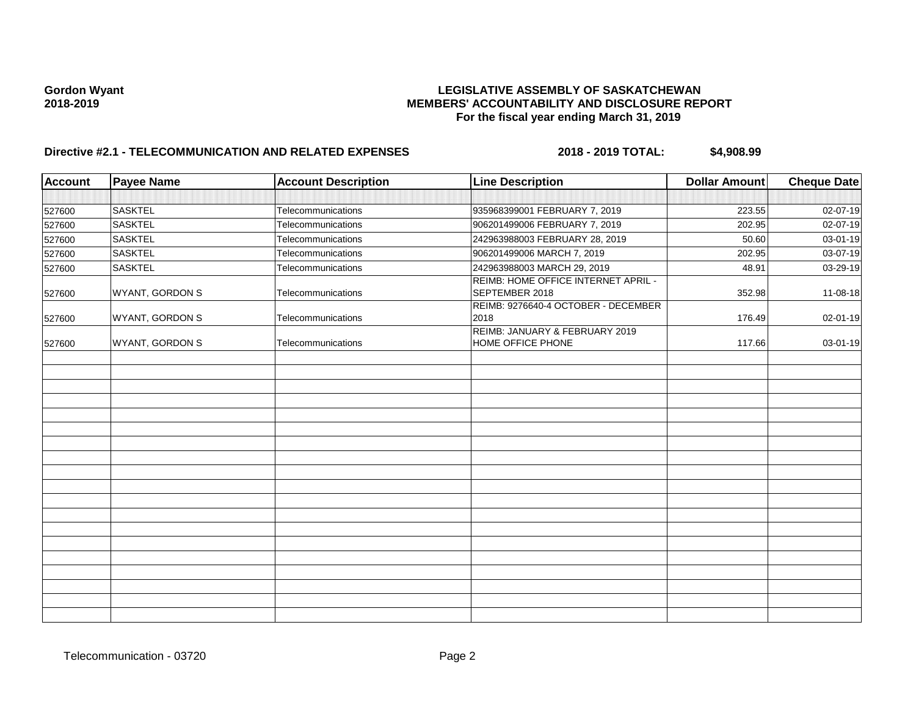**Gordon Wyant**
**2018-2019**

**LEGISLATIVE ASSEMBLY OF SASKATCHEWAN**
**MEMBERS' ACCOUNTABILITY AND DISCLOSURE REPORT**
**For the fiscal year ending March 31, 2019**

**Directive #2.1 - TELECOMMUNICATION AND RELATED EXPENSES** **2018 - 2019 TOTAL: $4,908.99**

| Account | Payee Name | Account Description | Line Description | Dollar Amount | Cheque Date |
|---|---|---|---|---|---|
| | | | | | |
| 527600 | SASKTEL | Telecommunications | 935968399001 FEBRUARY 7, 2019 | 223.55 | 02-07-19 |
| 527600 | SASKTEL | Telecommunications | 906201499006 FEBRUARY 7, 2019 | 202.95 | 02-07-19 |
| 527600 | SASKTEL | Telecommunications | 242963988003 FEBRUARY 28, 2019 | 50.60 | 03-01-19 |
| 527600 | SASKTEL | Telecommunications | 906201499006 MARCH 7, 2019 | 202.95 | 03-07-19 |
| 527600 | SASKTEL | Telecommunications | 242963988003 MARCH 29, 2019 | 48.91 | 03-29-19 |
| 527600 | WYANT, GORDON S | Telecommunications | REIMB: HOME OFFICE INTERNET APRIL - SEPTEMBER 2018 | 352.98 | 11-08-18 |
| 527600 | WYANT, GORDON S | Telecommunications | REIMB: 9276640-4 OCTOBER - DECEMBER 2018 | 176.49 | 02-01-19 |
| 527600 | WYANT, GORDON S | Telecommunications | REIMB: JANUARY & FEBRUARY 2019 HOME OFFICE PHONE | 117.66 | 03-01-19 |

Telecommunication - 03720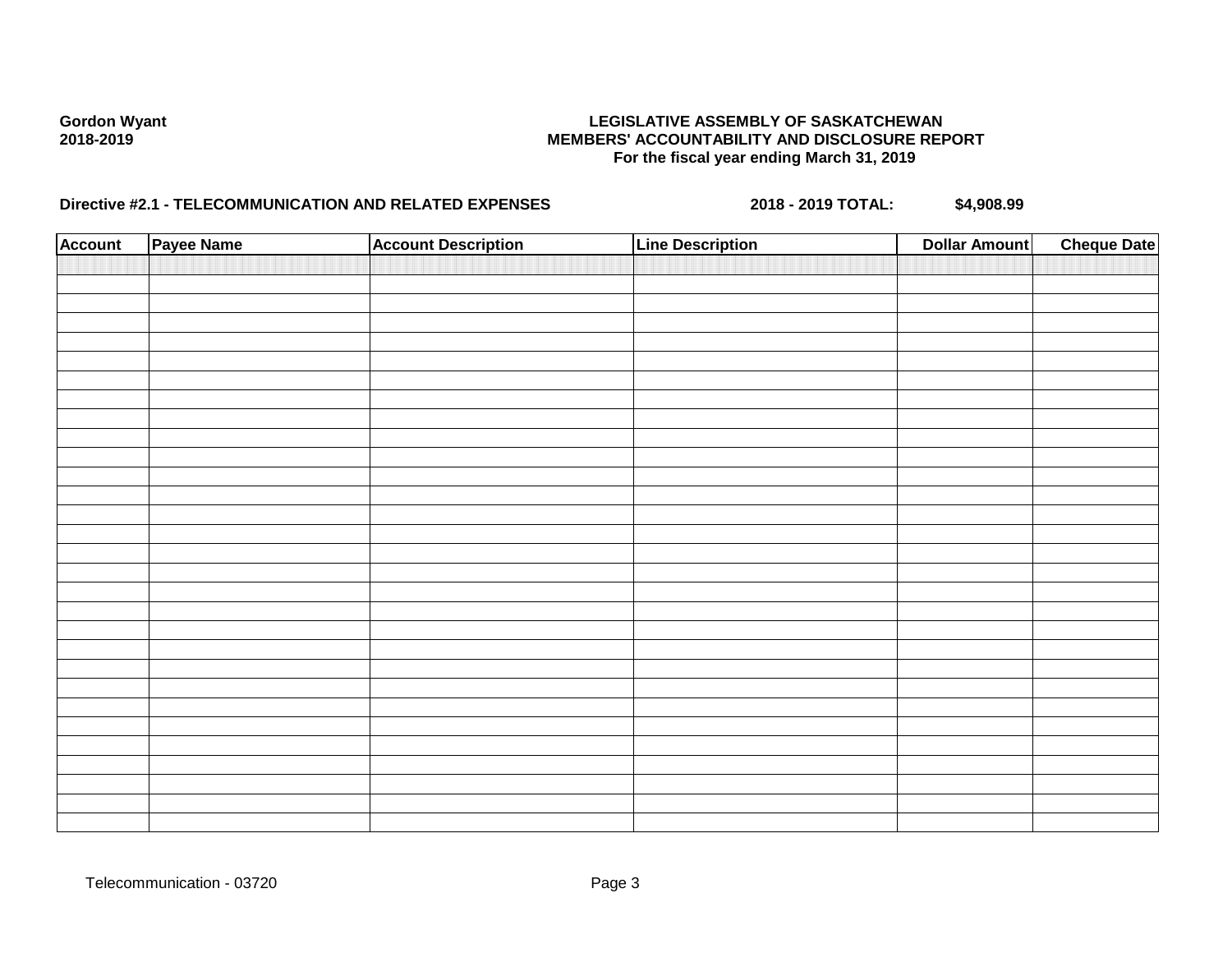**Gordon Wyant**
**2018-2019**

**LEGISLATIVE ASSEMBLY OF SASKATCHEWAN**
**MEMBERS' ACCOUNTABILITY AND DISCLOSURE REPORT**
**For the fiscal year ending March 31, 2019**

**Directive #2.1 - TELECOMMUNICATION AND RELATED EXPENSES** **2018 - 2019 TOTAL:** **$4,908.99**

| Account | Payee Name | Account Description | Line Description | Dollar Amount | Cheque Date |
|---|---|---|---|---|---|
| | | | | | |

Telecommunication - 03720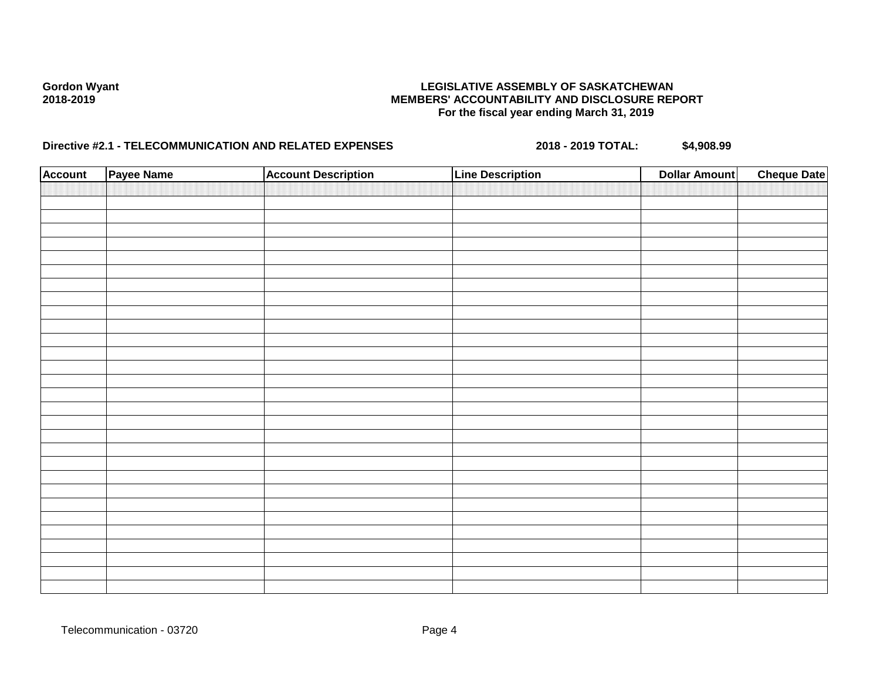**Gordon Wyant**
**2018-2019**

**LEGISLATIVE ASSEMBLY OF SASKATCHEWAN**
**MEMBERS' ACCOUNTABILITY AND DISCLOSURE REPORT**
**For the fiscal year ending March 31, 2019**

**Directive #2.1 - TELECOMMUNICATION AND RELATED EXPENSES** **2018 - 2019 TOTAL: $4,908.99**

| Account | Payee Name | Account Description | Line Description | Dollar Amount | Cheque Date |
|---|---|---|---|---|---|
| | | | | | |

Telecommunication - 03720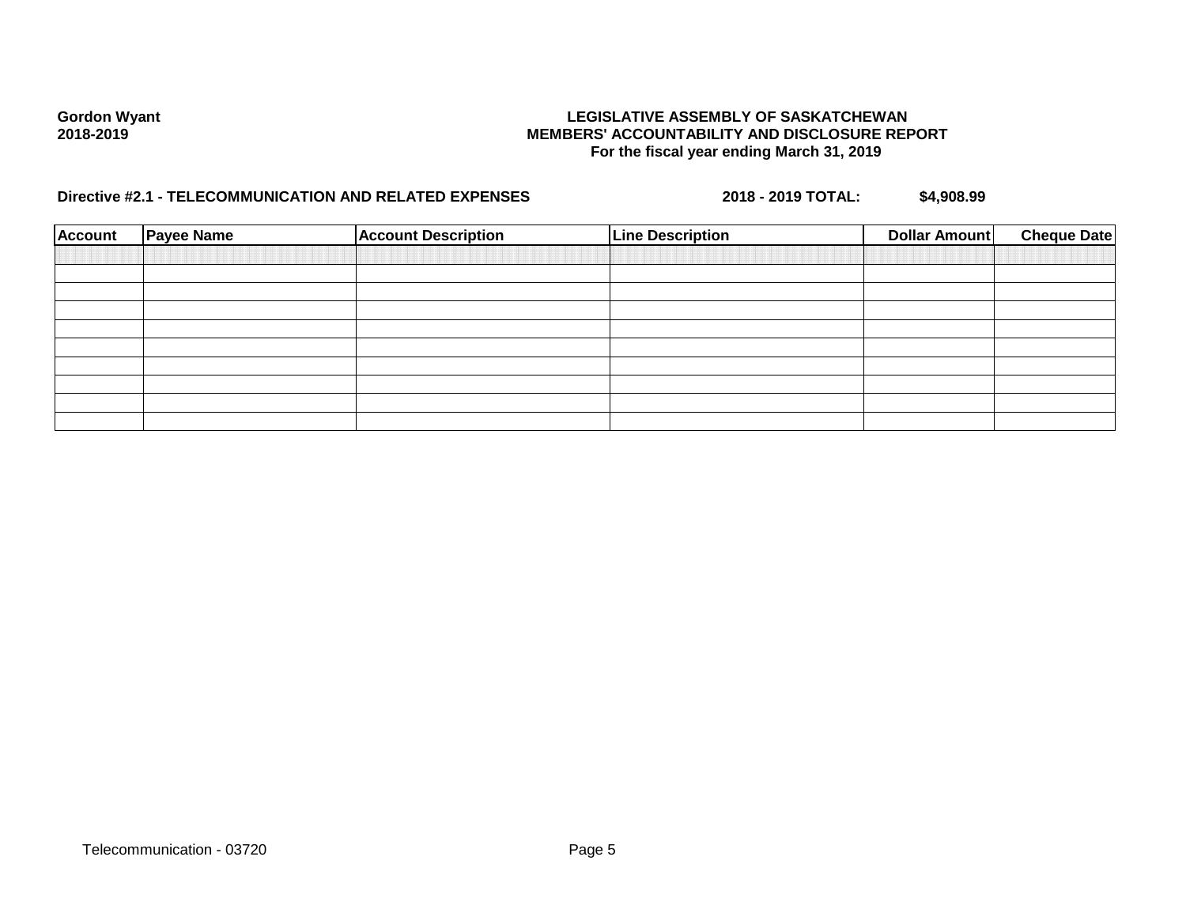**Gordon Wyant**
**2018-2019**

**LEGISLATIVE ASSEMBLY OF SASKATCHEWAN**
**MEMBERS' ACCOUNTABILITY AND DISCLOSURE REPORT**
**For the fiscal year ending March 31, 2019**

**Directive #2.1 - TELECOMMUNICATION AND RELATED EXPENSES** **2018 - 2019 TOTAL:** **$4,908.99**

| Account | Payee Name | Account Description | Line Description | Dollar Amount | Cheque Date |
|---|---|---|---|---|---|
| | | | | | |
| | | | | | |
| | | | | | |
| | | | | | |
| | | | | | |
| | | | | | |
| | | | | | |
| | | | | | |
| | | | | | |

Telecommunication - 03720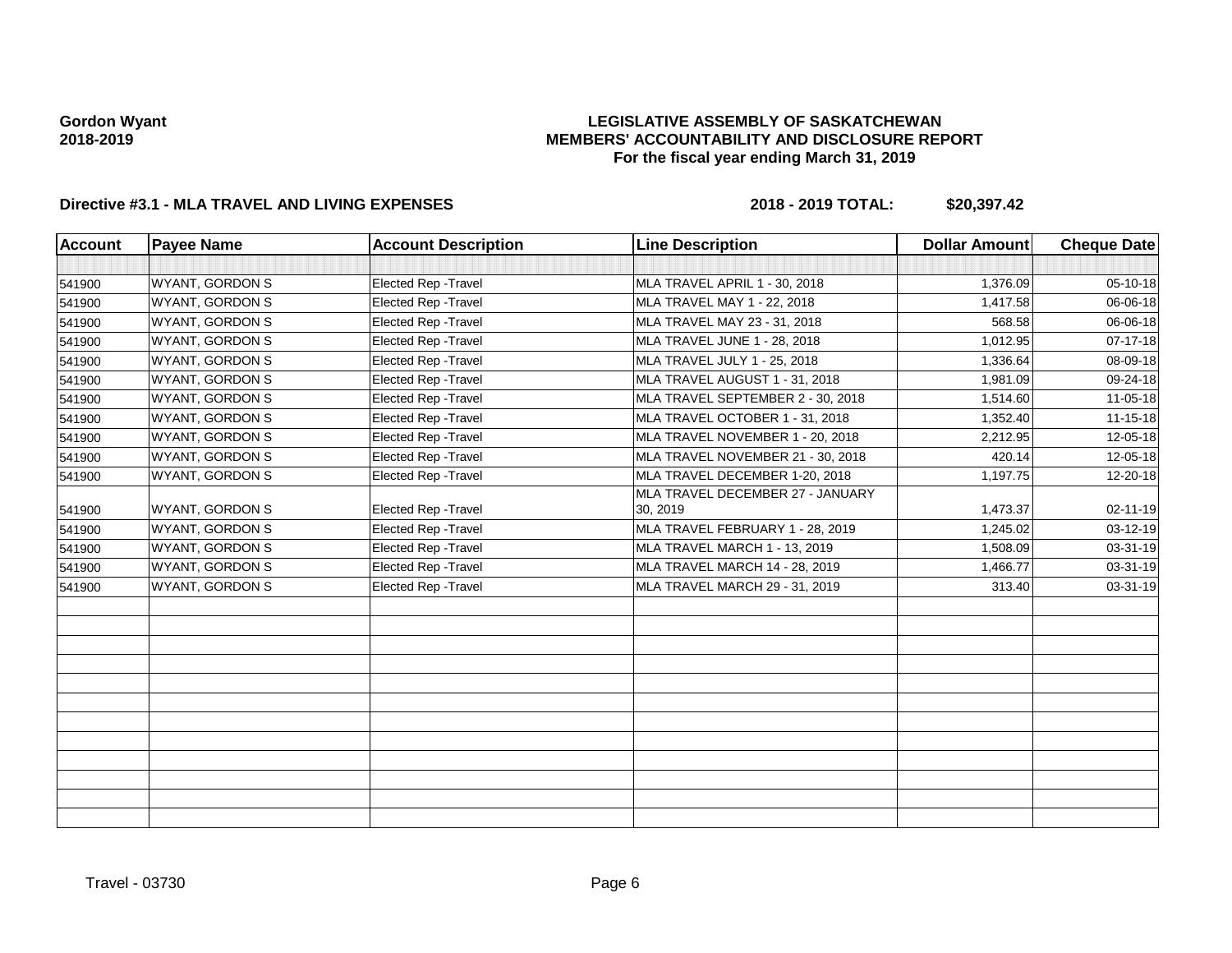Gordon Wyant
2018-2019

**LEGISLATIVE ASSEMBLY OF SASKATCHEWAN**
**MEMBERS' ACCOUNTABILITY AND DISCLOSURE REPORT**
**For the fiscal year ending March 31, 2019**

**Directive #3.1 - MLA TRAVEL AND LIVING EXPENSES** **2018 - 2019 TOTAL: $20,397.42**

| Account | Payee Name | Account Description | Line Description | Dollar Amount | Cheque Date |
|---|---|---|---|---|---|
| 541900 | WYANT, GORDON S | Elected Rep -Travel | MLA TRAVEL APRIL 1 - 30, 2018 | 1,376.09 | 05-10-18 |
| 541900 | WYANT, GORDON S | Elected Rep -Travel | MLA TRAVEL MAY 1 - 22, 2018 | 1,417.58 | 06-06-18 |
| 541900 | WYANT, GORDON S | Elected Rep -Travel | MLA TRAVEL MAY 23 - 31, 2018 | 568.58 | 06-06-18 |
| 541900 | WYANT, GORDON S | Elected Rep -Travel | MLA TRAVEL JUNE 1 - 28, 2018 | 1,012.95 | 07-17-18 |
| 541900 | WYANT, GORDON S | Elected Rep -Travel | MLA TRAVEL JULY 1 - 25, 2018 | 1,336.64 | 08-09-18 |
| 541900 | WYANT, GORDON S | Elected Rep -Travel | MLA TRAVEL AUGUST 1 - 31, 2018 | 1,981.09 | 09-24-18 |
| 541900 | WYANT, GORDON S | Elected Rep -Travel | MLA TRAVEL SEPTEMBER 2 - 30, 2018 | 1,514.60 | 11-05-18 |
| 541900 | WYANT, GORDON S | Elected Rep -Travel | MLA TRAVEL OCTOBER 1 - 31, 2018 | 1,352.40 | 11-15-18 |
| 541900 | WYANT, GORDON S | Elected Rep -Travel | MLA TRAVEL NOVEMBER 1 - 20, 2018 | 2,212.95 | 12-05-18 |
| 541900 | WYANT, GORDON S | Elected Rep -Travel | MLA TRAVEL NOVEMBER 21 - 30, 2018 | 420.14 | 12-05-18 |
| 541900 | WYANT, GORDON S | Elected Rep -Travel | MLA TRAVEL DECEMBER 1-20, 2018 | 1,197.75 | 12-20-18 |
| 541900 | WYANT, GORDON S | Elected Rep -Travel | MLA TRAVEL DECEMBER 27 - JANUARY 30, 2019 | 1,473.37 | 02-11-19 |
| 541900 | WYANT, GORDON S | Elected Rep -Travel | MLA TRAVEL FEBRUARY 1 - 28, 2019 | 1,245.02 | 03-12-19 |
| 541900 | WYANT, GORDON S | Elected Rep -Travel | MLA TRAVEL MARCH 1 - 13, 2019 | 1,508.09 | 03-31-19 |
| 541900 | WYANT, GORDON S | Elected Rep -Travel | MLA TRAVEL MARCH 14 - 28, 2019 | 1,466.77 | 03-31-19 |
| 541900 | WYANT, GORDON S | Elected Rep -Travel | MLA TRAVEL MARCH 29 - 31, 2019 | 313.40 | 03-31-19 |

Travel - 03730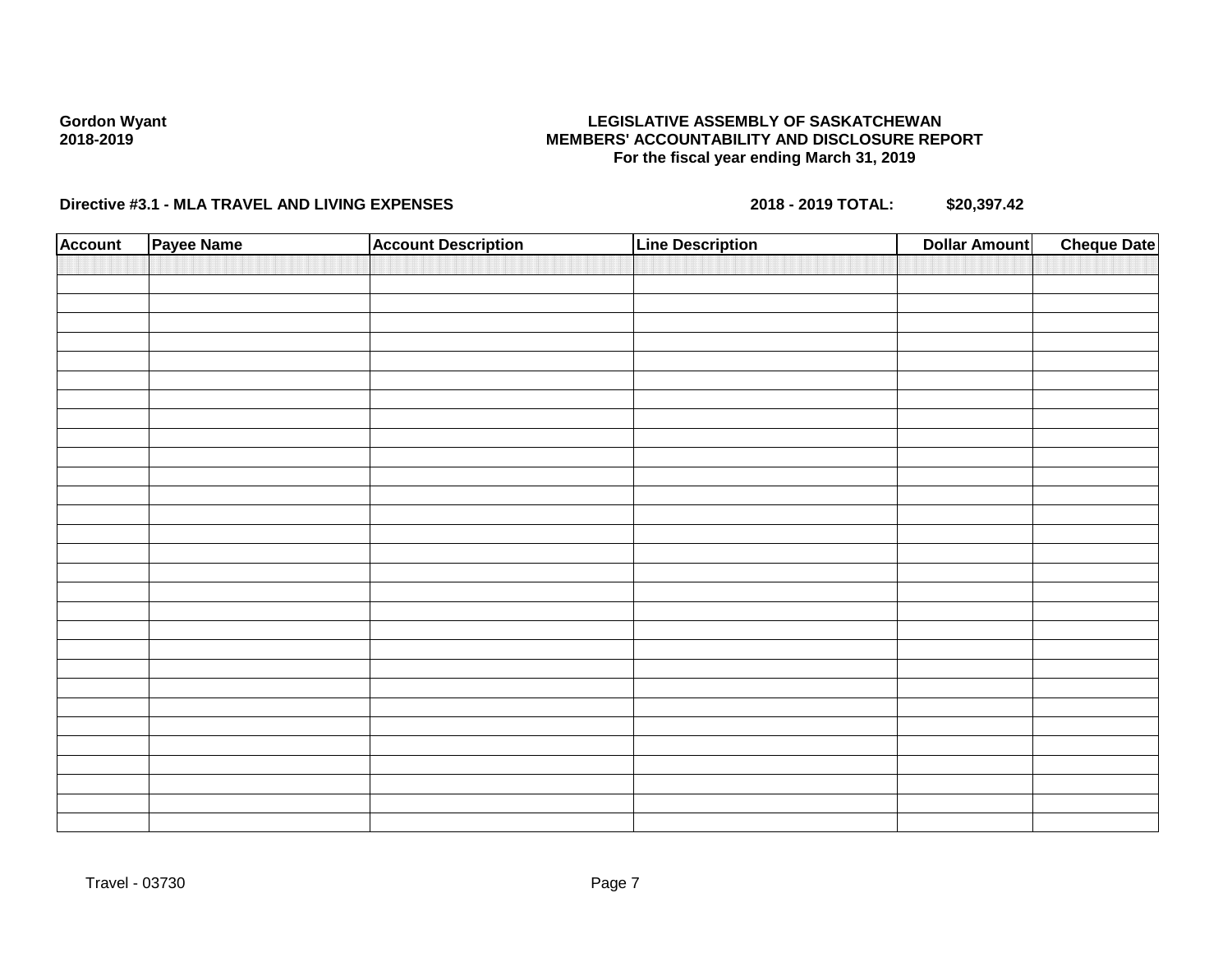**Gordon Wyant**
**2018-2019**

**LEGISLATIVE ASSEMBLY OF SASKATCHEWAN**
**MEMBERS' ACCOUNTABILITY AND DISCLOSURE REPORT**
**For the fiscal year ending March 31, 2019**

**Directive #3.1 - MLA TRAVEL AND LIVING EXPENSES** **2018 - 2019 TOTAL: $20,397.42**

| Account | Payee Name | Account Description | Line Description | Dollar Amount | Cheque Date |
|---|---|---|---|---|---|
| | | | | | |

Travel - 03730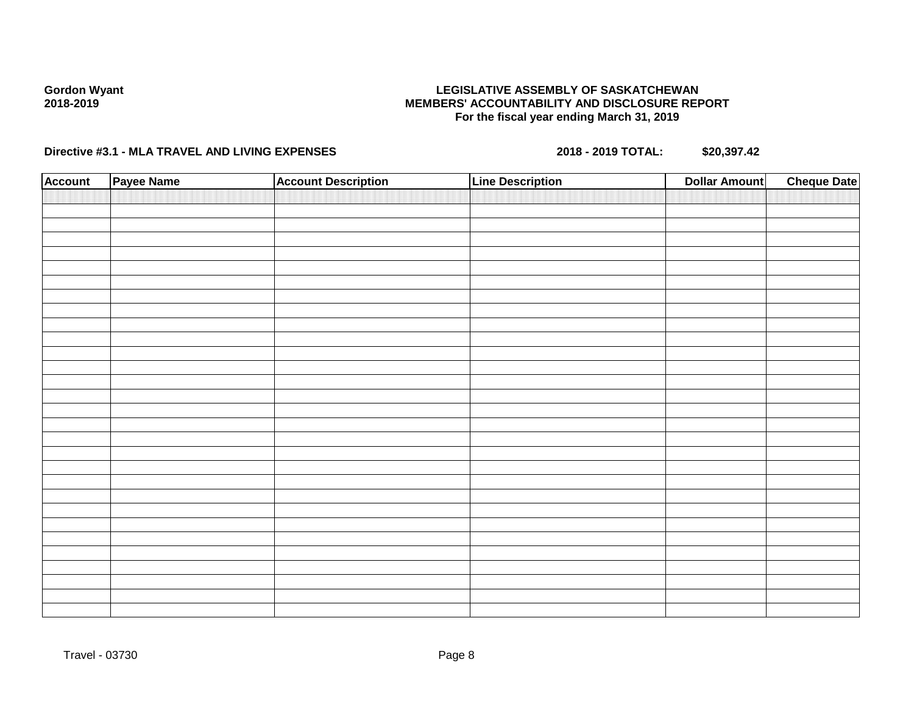**Gordon Wyant**
**2018-2019**

**LEGISLATIVE ASSEMBLY OF SASKATCHEWAN**
**MEMBERS' ACCOUNTABILITY AND DISCLOSURE REPORT**
**For the fiscal year ending March 31, 2019**

**Directive #3.1 - MLA TRAVEL AND LIVING EXPENSES** **2018 - 2019 TOTAL: $20,397.42**

| Account | Payee Name | Account Description | Line Description | Dollar Amount | Cheque Date |
|---|---|---|---|---|---|
| | | | | | |

Travel - 03730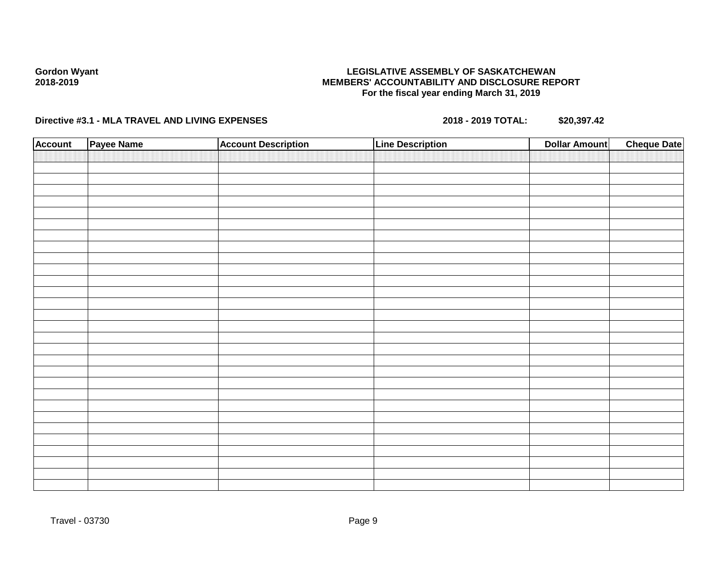Gordon Wyant
2018-2019

**LEGISLATIVE ASSEMBLY OF SASKATCHEWAN**
**MEMBERS' ACCOUNTABILITY AND DISCLOSURE REPORT**
**For the fiscal year ending March 31, 2019**

**Directive #3.1 - MLA TRAVEL AND LIVING EXPENSES** **2018 - 2019 TOTAL: $20,397.42**

| Account | Payee Name | Account Description | Line Description | Dollar Amount | Cheque Date |
|---|---|---|---|---|---|
| | | | | | |

Travel - 03730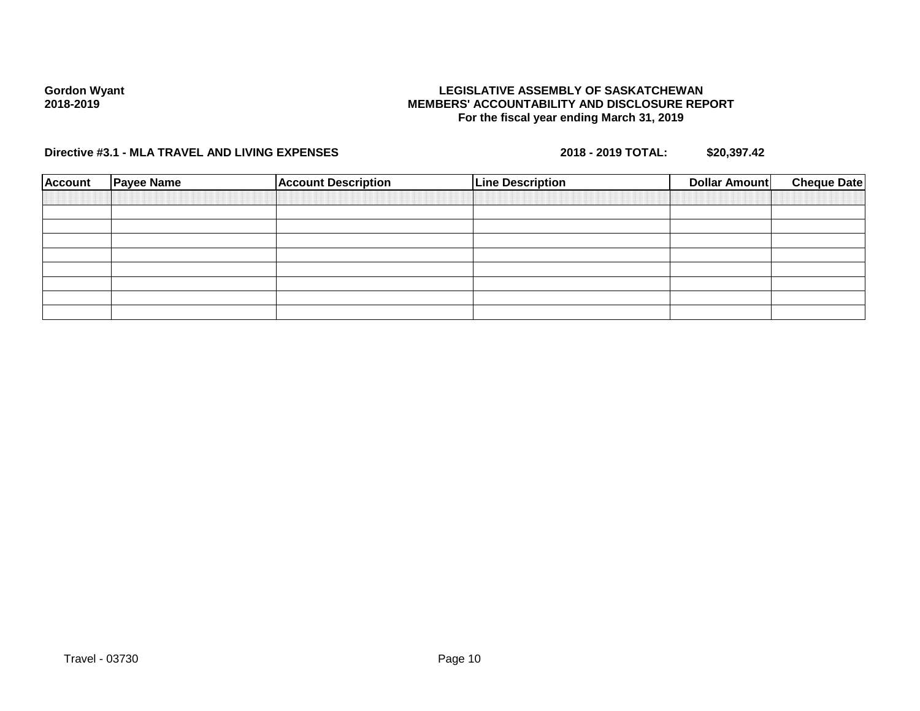**Gordon Wyant**
**2018-2019**

**LEGISLATIVE ASSEMBLY OF SASKATCHEWAN**
**MEMBERS' ACCOUNTABILITY AND DISCLOSURE REPORT**
**For the fiscal year ending March 31, 2019**

**Directive #3.1 - MLA TRAVEL AND LIVING EXPENSES** **2018 - 2019 TOTAL: $20,397.42**

| Account | Payee Name | Account Description | Line Description | Dollar Amount | Cheque Date |
|---|---|---|---|---|---|
| | | | | | |
| | | | | | |
| | | | | | |
| | | | | | |
| | | | | | |
| | | | | | |
| | | | | | |
| | | | | | |

Travel - 03730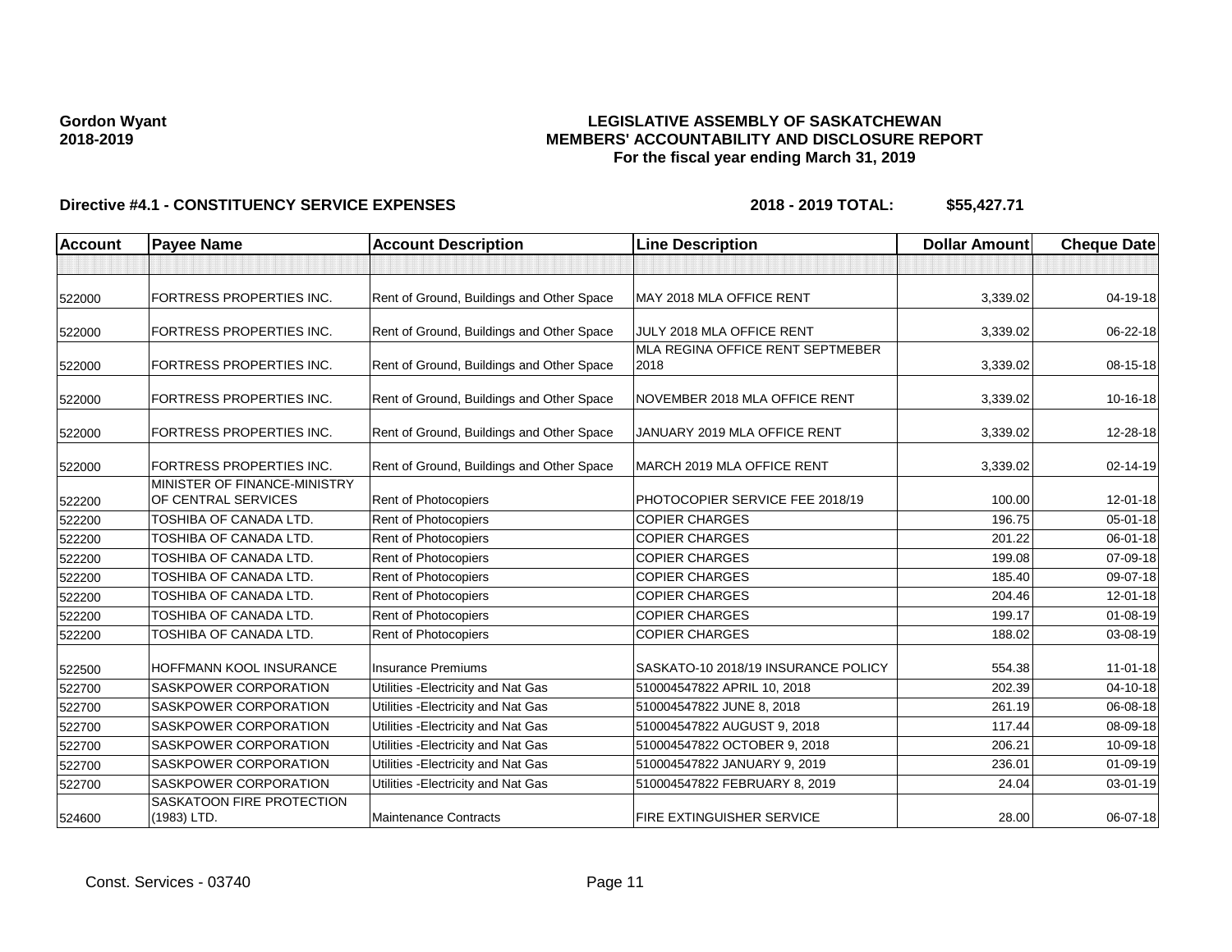**Gordon Wyant**
**2018-2019**

**LEGISLATIVE ASSEMBLY OF SASKATCHEWAN**
**MEMBERS' ACCOUNTABILITY AND DISCLOSURE REPORT**
**For the fiscal year ending March 31, 2019**

**Directive #4.1 - CONSTITUENCY SERVICE EXPENSES** **2018 - 2019 TOTAL: $55,427.71**

| Account | Payee Name | Account Description | Line Description | Dollar Amount | Cheque Date |
|---|---|---|---|---|---|
| | | | | | |
| 522000 | FORTRESS PROPERTIES INC. | Rent of Ground, Buildings and Other Space | MAY 2018 MLA OFFICE RENT | 3,339.02 | 04-19-18 |
| 522000 | FORTRESS PROPERTIES INC. | Rent of Ground, Buildings and Other Space | JULY 2018 MLA OFFICE RENT | 3,339.02 | 06-22-18 |
| 522000 | FORTRESS PROPERTIES INC. | Rent of Ground, Buildings and Other Space | MLA REGINA OFFICE RENT SEPTMEBER 2018 | 3,339.02 | 08-15-18 |
| 522000 | FORTRESS PROPERTIES INC. | Rent of Ground, Buildings and Other Space | NOVEMBER 2018 MLA OFFICE RENT | 3,339.02 | 10-16-18 |
| 522000 | FORTRESS PROPERTIES INC. | Rent of Ground, Buildings and Other Space | JANUARY 2019 MLA OFFICE RENT | 3,339.02 | 12-28-18 |
| 522000 | FORTRESS PROPERTIES INC. | Rent of Ground, Buildings and Other Space | MARCH 2019 MLA OFFICE RENT | 3,339.02 | 02-14-19 |
| 522200 | MINISTER OF FINANCE-MINISTRY OF CENTRAL SERVICES | Rent of Photocopiers | PHOTOCOPIER SERVICE FEE 2018/19 | 100.00 | 12-01-18 |
| 522200 | TOSHIBA OF CANADA LTD. | Rent of Photocopiers | COPIER CHARGES | 196.75 | 05-01-18 |
| 522200 | TOSHIBA OF CANADA LTD. | Rent of Photocopiers | COPIER CHARGES | 201.22 | 06-01-18 |
| 522200 | TOSHIBA OF CANADA LTD. | Rent of Photocopiers | COPIER CHARGES | 199.08 | 07-09-18 |
| 522200 | TOSHIBA OF CANADA LTD. | Rent of Photocopiers | COPIER CHARGES | 185.40 | 09-07-18 |
| 522200 | TOSHIBA OF CANADA LTD. | Rent of Photocopiers | COPIER CHARGES | 204.46 | 12-01-18 |
| 522200 | TOSHIBA OF CANADA LTD. | Rent of Photocopiers | COPIER CHARGES | 199.17 | 01-08-19 |
| 522200 | TOSHIBA OF CANADA LTD. | Rent of Photocopiers | COPIER CHARGES | 188.02 | 03-08-19 |
| 522500 | HOFFMANN KOOL INSURANCE | Insurance Premiums | SASKATO-10 2018/19 INSURANCE POLICY | 554.38 | 11-01-18 |
| 522700 | SASKPOWER CORPORATION | Utilities -Electricity and Nat Gas | 510004547822 APRIL 10, 2018 | 202.39 | 04-10-18 |
| 522700 | SASKPOWER CORPORATION | Utilities -Electricity and Nat Gas | 510004547822 JUNE 8, 2018 | 261.19 | 06-08-18 |
| 522700 | SASKPOWER CORPORATION | Utilities -Electricity and Nat Gas | 510004547822 AUGUST 9, 2018 | 117.44 | 08-09-18 |
| 522700 | SASKPOWER CORPORATION | Utilities -Electricity and Nat Gas | 510004547822 OCTOBER 9, 2018 | 206.21 | 10-09-18 |
| 522700 | SASKPOWER CORPORATION | Utilities -Electricity and Nat Gas | 510004547822 JANUARY 9, 2019 | 236.01 | 01-09-19 |
| 522700 | SASKPOWER CORPORATION | Utilities -Electricity and Nat Gas | 510004547822 FEBRUARY 8, 2019 | 24.04 | 03-01-19 |
| 524600 | SASKATOON FIRE PROTECTION (1983) LTD. | Maintenance Contracts | FIRE EXTINGUISHER SERVICE | 28.00 | 06-07-18 |

Const. Services - 03740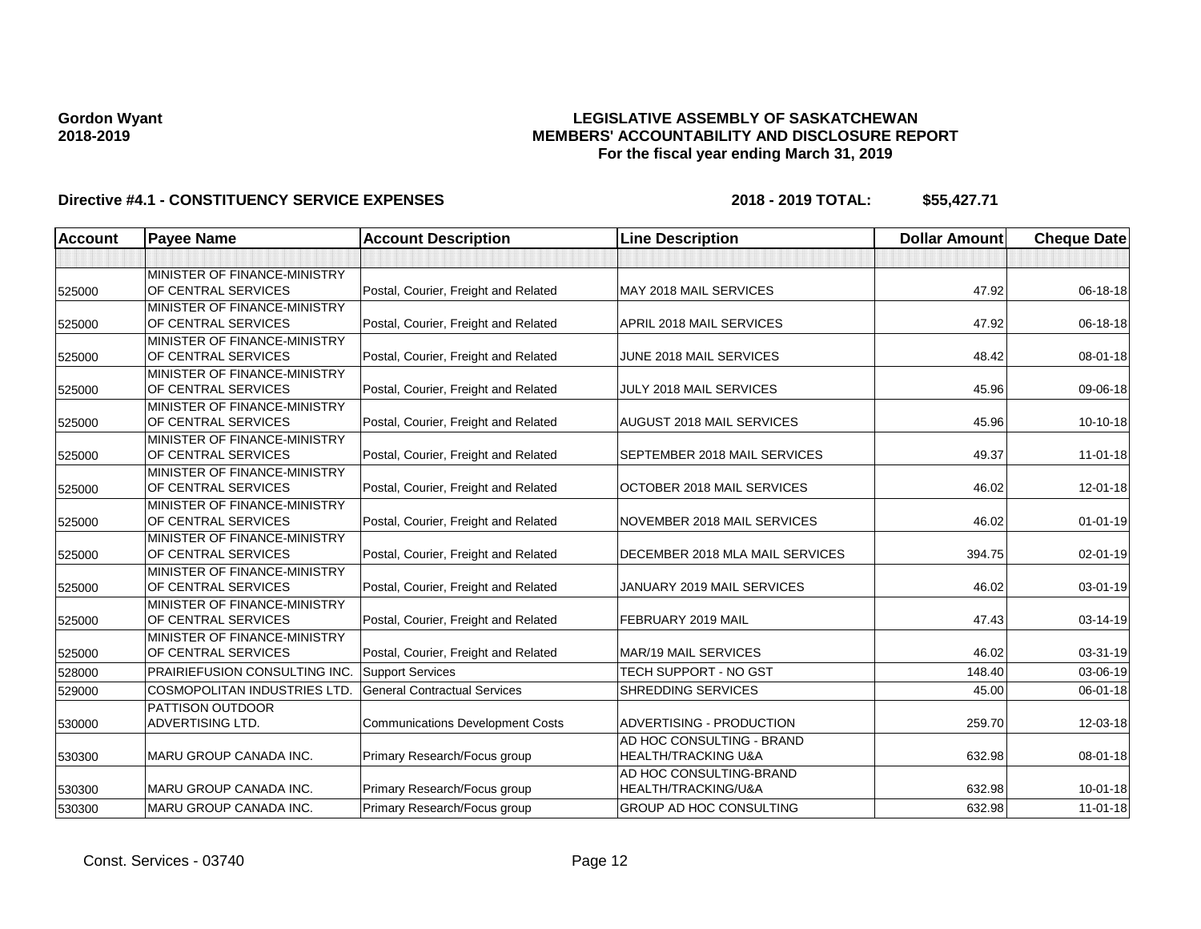**Gordon Wyant**
**2018-2019**

**LEGISLATIVE ASSEMBLY OF SASKATCHEWAN**
**MEMBERS' ACCOUNTABILITY AND DISCLOSURE REPORT**
**For the fiscal year ending March 31, 2019**

**Directive #4.1 - CONSTITUENCY SERVICE EXPENSES** **2018 - 2019 TOTAL: $55,427.71**

| Account | Payee Name | Account Description | Line Description | Dollar Amount | Cheque Date |
|---|---|---|---|---|---|
| | | | | | |
| 525000 | MINISTER OF FINANCE-MINISTRY OF CENTRAL SERVICES | Postal, Courier, Freight and Related | MAY 2018 MAIL SERVICES | 47.92 | 06-18-18 |
| 525000 | MINISTER OF FINANCE-MINISTRY OF CENTRAL SERVICES | Postal, Courier, Freight and Related | APRIL 2018 MAIL SERVICES | 47.92 | 06-18-18 |
| 525000 | MINISTER OF FINANCE-MINISTRY OF CENTRAL SERVICES | Postal, Courier, Freight and Related | JUNE 2018 MAIL SERVICES | 48.42 | 08-01-18 |
| 525000 | MINISTER OF FINANCE-MINISTRY OF CENTRAL SERVICES | Postal, Courier, Freight and Related | JULY 2018 MAIL SERVICES | 45.96 | 09-06-18 |
| 525000 | MINISTER OF FINANCE-MINISTRY OF CENTRAL SERVICES | Postal, Courier, Freight and Related | AUGUST 2018 MAIL SERVICES | 45.96 | 10-10-18 |
| 525000 | MINISTER OF FINANCE-MINISTRY OF CENTRAL SERVICES | Postal, Courier, Freight and Related | SEPTEMBER 2018 MAIL SERVICES | 49.37 | 11-01-18 |
| 525000 | MINISTER OF FINANCE-MINISTRY OF CENTRAL SERVICES | Postal, Courier, Freight and Related | OCTOBER 2018 MAIL SERVICES | 46.02 | 12-01-18 |
| 525000 | MINISTER OF FINANCE-MINISTRY OF CENTRAL SERVICES | Postal, Courier, Freight and Related | NOVEMBER 2018 MAIL SERVICES | 46.02 | 01-01-19 |
| 525000 | MINISTER OF FINANCE-MINISTRY OF CENTRAL SERVICES | Postal, Courier, Freight and Related | DECEMBER 2018 MLA MAIL SERVICES | 394.75 | 02-01-19 |
| 525000 | MINISTER OF FINANCE-MINISTRY OF CENTRAL SERVICES | Postal, Courier, Freight and Related | JANUARY 2019 MAIL SERVICES | 46.02 | 03-01-19 |
| 525000 | MINISTER OF FINANCE-MINISTRY OF CENTRAL SERVICES | Postal, Courier, Freight and Related | FEBRUARY 2019 MAIL | 47.43 | 03-14-19 |
| 525000 | MINISTER OF FINANCE-MINISTRY OF CENTRAL SERVICES | Postal, Courier, Freight and Related | MAR/19 MAIL SERVICES | 46.02 | 03-31-19 |
| 528000 | PRAIRIEFUSION CONSULTING INC. | Support Services | TECH SUPPORT - NO GST | 148.40 | 03-06-19 |
| 529000 | COSMOPOLITAN INDUSTRIES LTD. | General Contractual Services | SHREDDING SERVICES | 45.00 | 06-01-18 |
| 530000 | PATTISON OUTDOOR ADVERTISING LTD. | Communications Development Costs | ADVERTISING - PRODUCTION | 259.70 | 12-03-18 |
| 530300 | MARU GROUP CANADA INC. | Primary Research/Focus group | AD HOC CONSULTING - BRAND HEALTH/TRACKING U&A | 632.98 | 08-01-18 |
| 530300 | MARU GROUP CANADA INC. | Primary Research/Focus group | AD HOC CONSULTING-BRAND HEALTH/TRACKING/U&A | 632.98 | 10-01-18 |
| 530300 | MARU GROUP CANADA INC. | Primary Research/Focus group | GROUP AD HOC CONSULTING | 632.98 | 11-01-18 |

Const. Services - 03740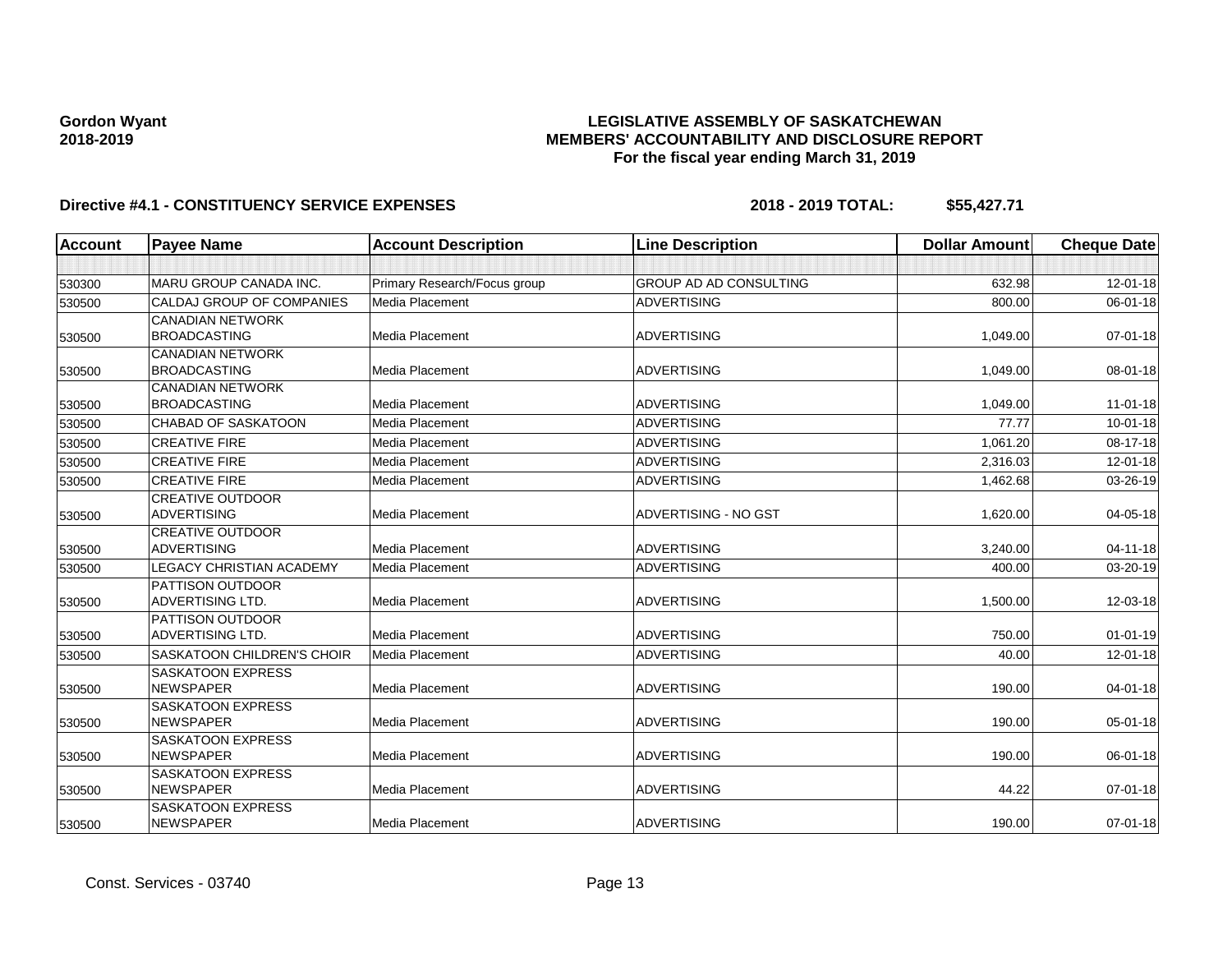Gordon Wyant
2018-2019

**LEGISLATIVE ASSEMBLY OF SASKATCHEWAN**
**MEMBERS' ACCOUNTABILITY AND DISCLOSURE REPORT**
**For the fiscal year ending March 31, 2019**

**Directive #4.1 - CONSTITUENCY SERVICE EXPENSES** 2018 - 2019 TOTAL: $55,427.71

| Account | Payee Name | Account Description | Line Description | Dollar Amount | Cheque Date |
|---|---|---|---|---|---|
| | | | | | |
| 530300 | MARU GROUP CANADA INC. | Primary Research/Focus group | GROUP AD AD CONSULTING | 632.98 | 12-01-18 |
| 530500 | CALDAJ GROUP OF COMPANIES | Media Placement | ADVERTISING | 800.00 | 06-01-18 |
| 530500 | CANADIAN NETWORK BROADCASTING | Media Placement | ADVERTISING | 1,049.00 | 07-01-18 |
| 530500 | CANADIAN NETWORK BROADCASTING | Media Placement | ADVERTISING | 1,049.00 | 08-01-18 |
| 530500 | CANADIAN NETWORK BROADCASTING | Media Placement | ADVERTISING | 1,049.00 | 11-01-18 |
| 530500 | CHABAD OF SASKATOON | Media Placement | ADVERTISING | 77.77 | 10-01-18 |
| 530500 | CREATIVE FIRE | Media Placement | ADVERTISING | 1,061.20 | 08-17-18 |
| 530500 | CREATIVE FIRE | Media Placement | ADVERTISING | 2,316.03 | 12-01-18 |
| 530500 | CREATIVE FIRE | Media Placement | ADVERTISING | 1,462.68 | 03-26-19 |
| 530500 | CREATIVE OUTDOOR ADVERTISING | Media Placement | ADVERTISING - NO GST | 1,620.00 | 04-05-18 |
| 530500 | CREATIVE OUTDOOR ADVERTISING | Media Placement | ADVERTISING | 3,240.00 | 04-11-18 |
| 530500 | LEGACY CHRISTIAN ACADEMY | Media Placement | ADVERTISING | 400.00 | 03-20-19 |
| 530500 | PATTISON OUTDOOR ADVERTISING LTD. | Media Placement | ADVERTISING | 1,500.00 | 12-03-18 |
| 530500 | PATTISON OUTDOOR ADVERTISING LTD. | Media Placement | ADVERTISING | 750.00 | 01-01-19 |
| 530500 | SASKATOON CHILDREN'S CHOIR | Media Placement | ADVERTISING | 40.00 | 12-01-18 |
| 530500 | SASKATOON EXPRESS NEWSPAPER | Media Placement | ADVERTISING | 190.00 | 04-01-18 |
| 530500 | SASKATOON EXPRESS NEWSPAPER | Media Placement | ADVERTISING | 190.00 | 05-01-18 |
| 530500 | SASKATOON EXPRESS NEWSPAPER | Media Placement | ADVERTISING | 190.00 | 06-01-18 |
| 530500 | SASKATOON EXPRESS NEWSPAPER | Media Placement | ADVERTISING | 44.22 | 07-01-18 |
| 530500 | SASKATOON EXPRESS NEWSPAPER | Media Placement | ADVERTISING | 190.00 | 07-01-18 |

Const. Services - 03740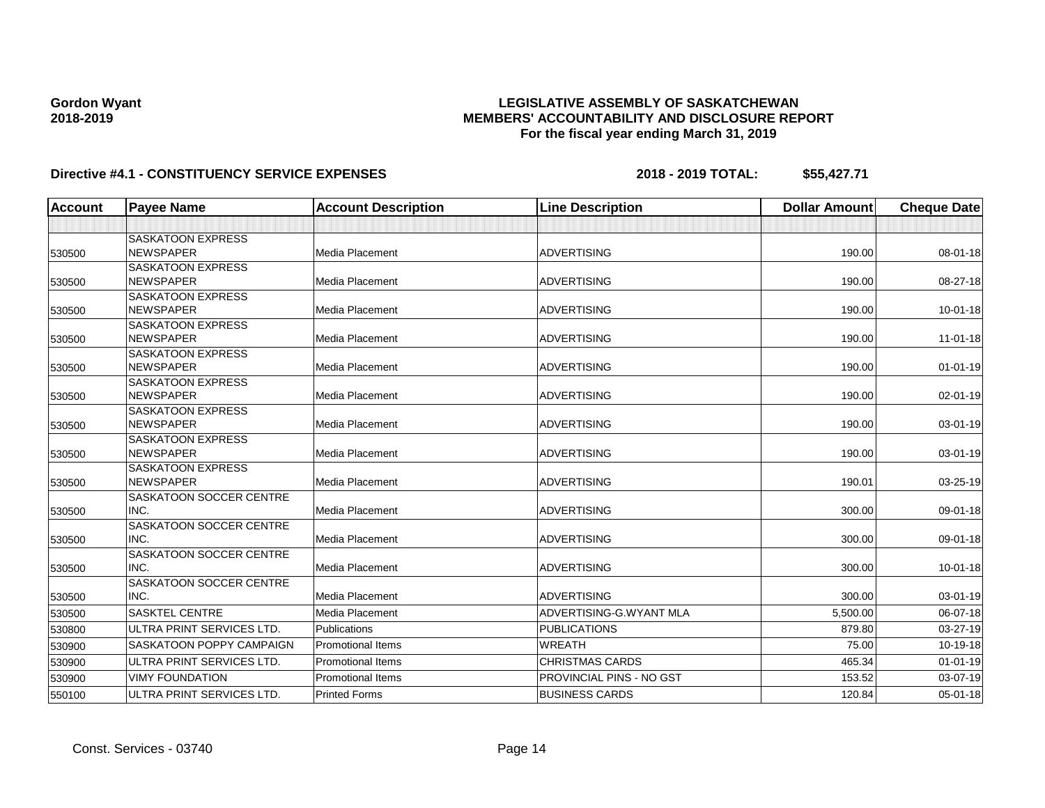**Gordon Wyant**
**2018-2019**

**LEGISLATIVE ASSEMBLY OF SASKATCHEWAN**
**MEMBERS' ACCOUNTABILITY AND DISCLOSURE REPORT**
**For the fiscal year ending March 31, 2019**

**Directive #4.1 - CONSTITUENCY SERVICE EXPENSES** **2018 - 2019 TOTAL: $55,427.71**

| Account | Payee Name | Account Description | Line Description | Dollar Amount | Cheque Date |
|---|---|---|---|---|---|
| | | | | | |
| 530500 | SASKATOON EXPRESS NEWSPAPER | Media Placement | ADVERTISING | 190.00 | 08-01-18 |
| 530500 | SASKATOON EXPRESS NEWSPAPER | Media Placement | ADVERTISING | 190.00 | 08-27-18 |
| 530500 | SASKATOON EXPRESS NEWSPAPER | Media Placement | ADVERTISING | 190.00 | 10-01-18 |
| 530500 | SASKATOON EXPRESS NEWSPAPER | Media Placement | ADVERTISING | 190.00 | 11-01-18 |
| 530500 | SASKATOON EXPRESS NEWSPAPER | Media Placement | ADVERTISING | 190.00 | 01-01-19 |
| 530500 | SASKATOON EXPRESS NEWSPAPER | Media Placement | ADVERTISING | 190.00 | 02-01-19 |
| 530500 | SASKATOON EXPRESS NEWSPAPER | Media Placement | ADVERTISING | 190.00 | 03-01-19 |
| 530500 | SASKATOON EXPRESS NEWSPAPER | Media Placement | ADVERTISING | 190.00 | 03-01-19 |
| 530500 | SASKATOON EXPRESS NEWSPAPER | Media Placement | ADVERTISING | 190.01 | 03-25-19 |
| 530500 | SASKATOON SOCCER CENTRE INC. | Media Placement | ADVERTISING | 300.00 | 09-01-18 |
| 530500 | SASKATOON SOCCER CENTRE INC. | Media Placement | ADVERTISING | 300.00 | 09-01-18 |
| 530500 | SASKATOON SOCCER CENTRE INC. | Media Placement | ADVERTISING | 300.00 | 10-01-18 |
| 530500 | SASKATOON SOCCER CENTRE INC. | Media Placement | ADVERTISING | 300.00 | 03-01-19 |
| 530500 | SASKTEL CENTRE | Media Placement | ADVERTISING-G.WYANT MLA | 5,500.00 | 06-07-18 |
| 530800 | ULTRA PRINT SERVICES LTD. | Publications | PUBLICATIONS | 879.80 | 03-27-19 |
| 530900 | SASKATOON POPPY CAMPAIGN | Promotional Items | WREATH | 75.00 | 10-19-18 |
| 530900 | ULTRA PRINT SERVICES LTD. | Promotional Items | CHRISTMAS CARDS | 465.34 | 01-01-19 |
| 530900 | VIMY FOUNDATION | Promotional Items | PROVINCIAL PINS - NO GST | 153.52 | 03-07-19 |
| 550100 | ULTRA PRINT SERVICES LTD. | Printed Forms | BUSINESS CARDS | 120.84 | 05-01-18 |

Const. Services - 03740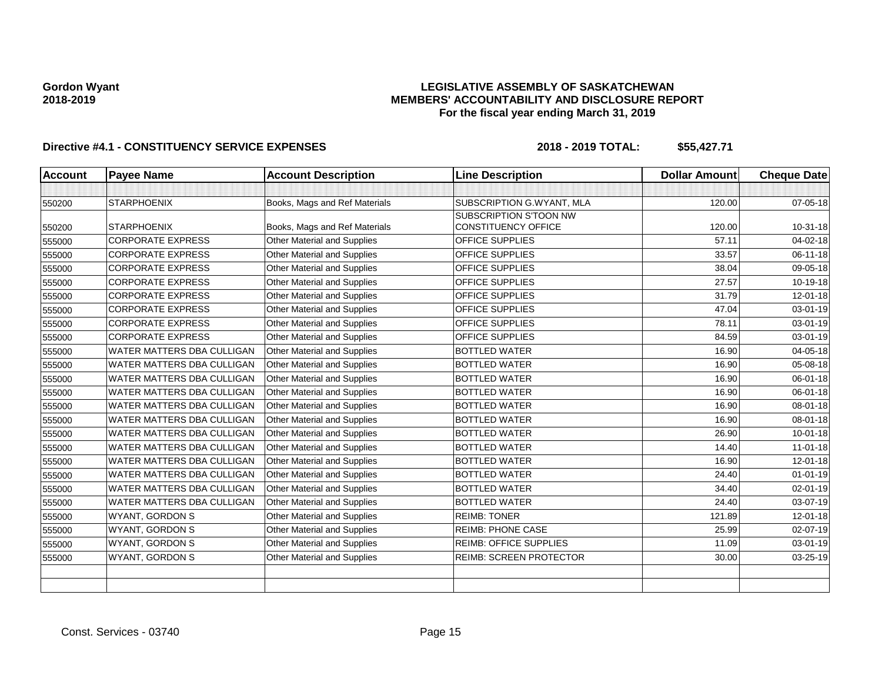**Gordon Wyant**
**2018-2019**

**LEGISLATIVE ASSEMBLY OF SASKATCHEWAN**
**MEMBERS' ACCOUNTABILITY AND DISCLOSURE REPORT**
**For the fiscal year ending March 31, 2019**

**Directive #4.1 - CONSTITUENCY SERVICE EXPENSES** **2018 - 2019 TOTAL: $55,427.71**

| Account | Payee Name | Account Description | Line Description | Dollar Amount | Cheque Date |
|---|---|---|---|---|---|
| | | | | | |
| 550200 | STARPHOENIX | Books, Mags and Ref Materials | SUBSCRIPTION G.WYANT, MLA | 120.00 | 07-05-18 |
| 550200 | STARPHOENIX | Books, Mags and Ref Materials | SUBSCRIPTION S'TOON NW CONSTITUENCY OFFICE | 120.00 | 10-31-18 |
| 555000 | CORPORATE EXPRESS | Other Material and Supplies | OFFICE SUPPLIES | 57.11 | 04-02-18 |
| 555000 | CORPORATE EXPRESS | Other Material and Supplies | OFFICE SUPPLIES | 33.57 | 06-11-18 |
| 555000 | CORPORATE EXPRESS | Other Material and Supplies | OFFICE SUPPLIES | 38.04 | 09-05-18 |
| 555000 | CORPORATE EXPRESS | Other Material and Supplies | OFFICE SUPPLIES | 27.57 | 10-19-18 |
| 555000 | CORPORATE EXPRESS | Other Material and Supplies | OFFICE SUPPLIES | 31.79 | 12-01-18 |
| 555000 | CORPORATE EXPRESS | Other Material and Supplies | OFFICE SUPPLIES | 47.04 | 03-01-19 |
| 555000 | CORPORATE EXPRESS | Other Material and Supplies | OFFICE SUPPLIES | 78.11 | 03-01-19 |
| 555000 | CORPORATE EXPRESS | Other Material and Supplies | OFFICE SUPPLIES | 84.59 | 03-01-19 |
| 555000 | WATER MATTERS DBA CULLIGAN | Other Material and Supplies | BOTTLED WATER | 16.90 | 04-05-18 |
| 555000 | WATER MATTERS DBA CULLIGAN | Other Material and Supplies | BOTTLED WATER | 16.90 | 05-08-18 |
| 555000 | WATER MATTERS DBA CULLIGAN | Other Material and Supplies | BOTTLED WATER | 16.90 | 06-01-18 |
| 555000 | WATER MATTERS DBA CULLIGAN | Other Material and Supplies | BOTTLED WATER | 16.90 | 06-01-18 |
| 555000 | WATER MATTERS DBA CULLIGAN | Other Material and Supplies | BOTTLED WATER | 16.90 | 08-01-18 |
| 555000 | WATER MATTERS DBA CULLIGAN | Other Material and Supplies | BOTTLED WATER | 16.90 | 08-01-18 |
| 555000 | WATER MATTERS DBA CULLIGAN | Other Material and Supplies | BOTTLED WATER | 26.90 | 10-01-18 |
| 555000 | WATER MATTERS DBA CULLIGAN | Other Material and Supplies | BOTTLED WATER | 14.40 | 11-01-18 |
| 555000 | WATER MATTERS DBA CULLIGAN | Other Material and Supplies | BOTTLED WATER | 16.90 | 12-01-18 |
| 555000 | WATER MATTERS DBA CULLIGAN | Other Material and Supplies | BOTTLED WATER | 24.40 | 01-01-19 |
| 555000 | WATER MATTERS DBA CULLIGAN | Other Material and Supplies | BOTTLED WATER | 34.40 | 02-01-19 |
| 555000 | WATER MATTERS DBA CULLIGAN | Other Material and Supplies | BOTTLED WATER | 24.40 | 03-07-19 |
| 555000 | WYANT, GORDON S | Other Material and Supplies | REIMB: TONER | 121.89 | 12-01-18 |
| 555000 | WYANT, GORDON S | Other Material and Supplies | REIMB: PHONE CASE | 25.99 | 02-07-19 |
| 555000 | WYANT, GORDON S | Other Material and Supplies | REIMB: OFFICE SUPPLIES | 11.09 | 03-01-19 |
| 555000 | WYANT, GORDON S | Other Material and Supplies | REIMB: SCREEN PROTECTOR | 30.00 | 03-25-19 |
| | | | | | |
| | | | | | |

Const. Services - 03740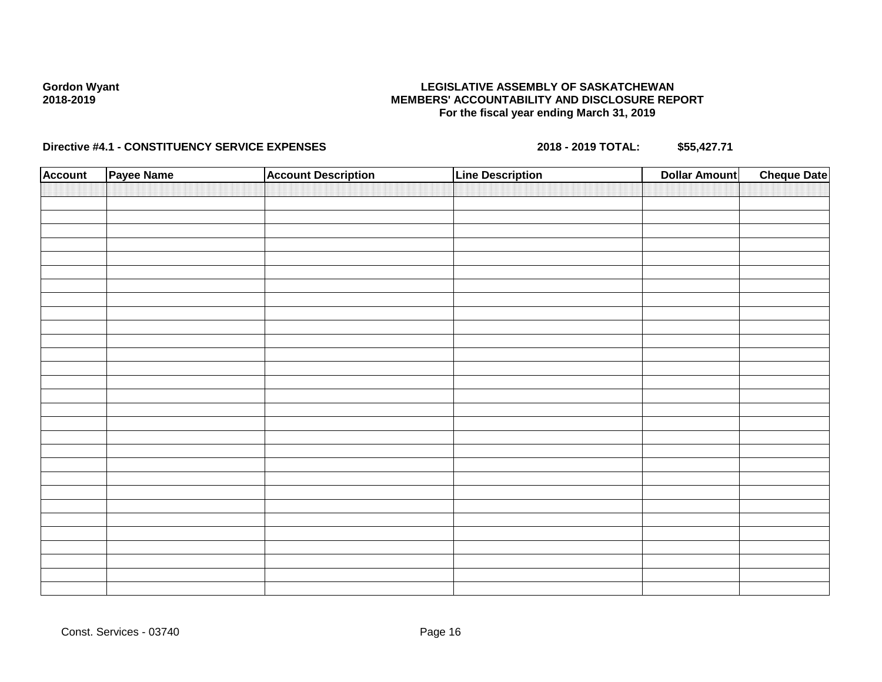Gordon Wyant
2018-2019

**LEGISLATIVE ASSEMBLY OF SASKATCHEWAN**
**MEMBERS' ACCOUNTABILITY AND DISCLOSURE REPORT**
**For the fiscal year ending March 31, 2019**

**Directive #4.1 - CONSTITUENCY SERVICE EXPENSES** **2018 - 2019 TOTAL: $55,427.71**

| Account | Payee Name | Account Description | Line Description | Dollar Amount | Cheque Date |
|---|---|---|---|---|---|
| | | | | | |

Const. Services - 03740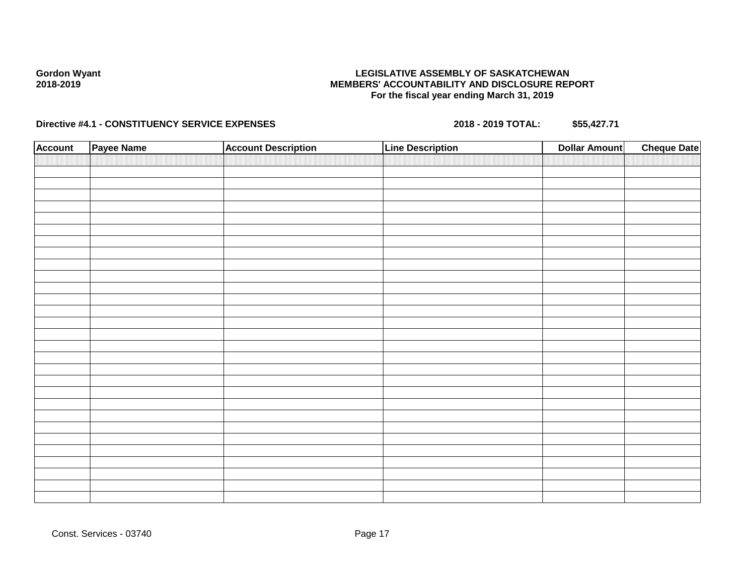**Gordon Wyant**
**2018-2019**

**LEGISLATIVE ASSEMBLY OF SASKATCHEWAN**
**MEMBERS' ACCOUNTABILITY AND DISCLOSURE REPORT**
**For the fiscal year ending March 31, 2019**

**Directive #4.1 - CONSTITUENCY SERVICE EXPENSES** **2018 - 2019 TOTAL: $55,427.71**

| Account | Payee Name | Account Description | Line Description | Dollar Amount | Cheque Date |
|---|---|---|---|---|---|
| | | | | | |
| | | | | | |
| | | | | | |
| | | | | | |
| | | | | | |
| | | | | | |
| | | | | | |
| | | | | | |
| | | | | | |
| | | | | | |
| | | | | | |
| | | | | | |
| | | | | | |
| | | | | | |
| | | | | | |
| | | | | | |
| | | | | | |
| | | | | | |
| | | | | | |
| | | | | | |
| | | | | | |
| | | | | | |
| | | | | | |
| | | | | | |
| | | | | | |
| | | | | | |
| | | | | | |
| | | | | | |
| | | | | | |
| | | | | | |
| | | | | | |

Const. Services - 03740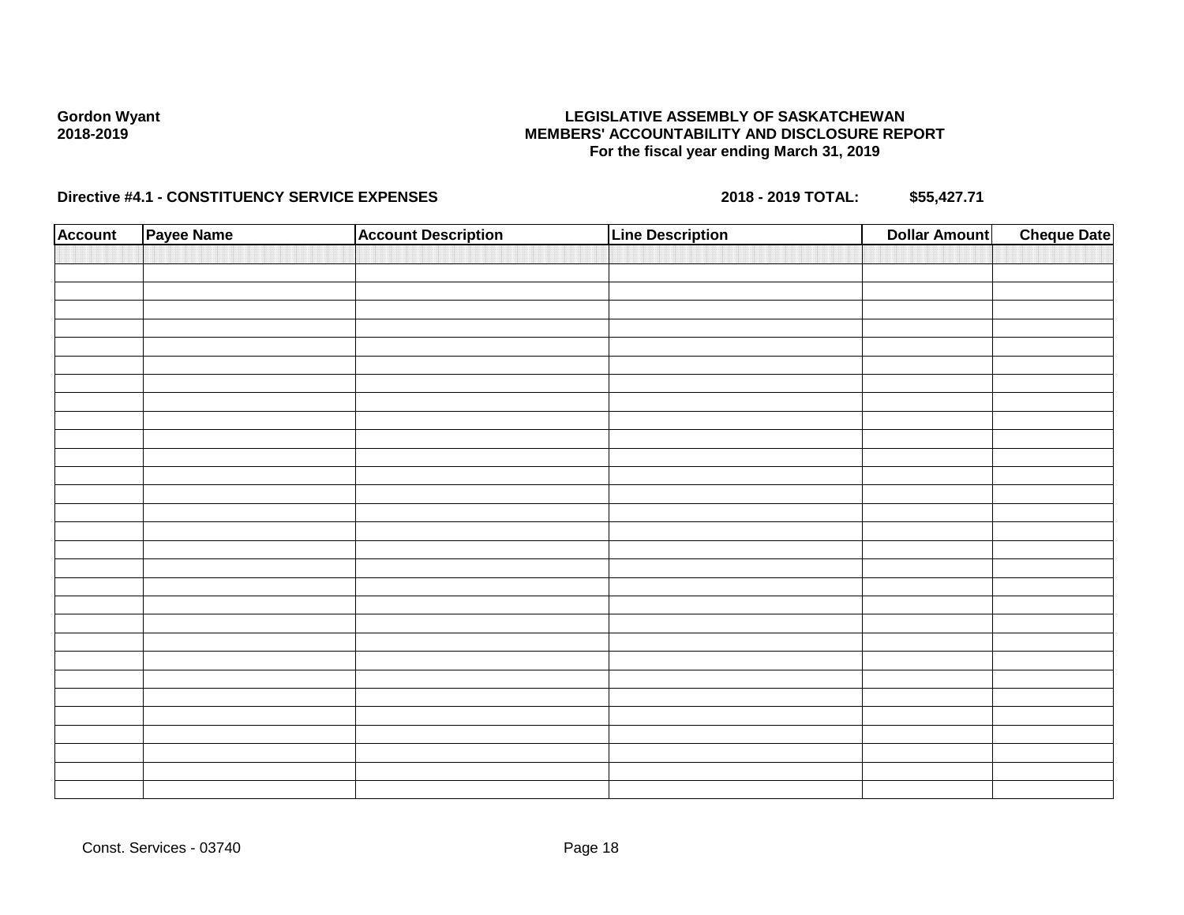Gordon Wyant
2018-2019

**LEGISLATIVE ASSEMBLY OF SASKATCHEWAN**
**MEMBERS' ACCOUNTABILITY AND DISCLOSURE REPORT**
**For the fiscal year ending March 31, 2019**

**Directive #4.1 - CONSTITUENCY SERVICE EXPENSES** **2018 - 2019 TOTAL: $55,427.71**

| Account | Payee Name | Account Description | Line Description | Dollar Amount | Cheque Date |
|---|---|---|---|---|---|
| | | | | | |

Const. Services - 03740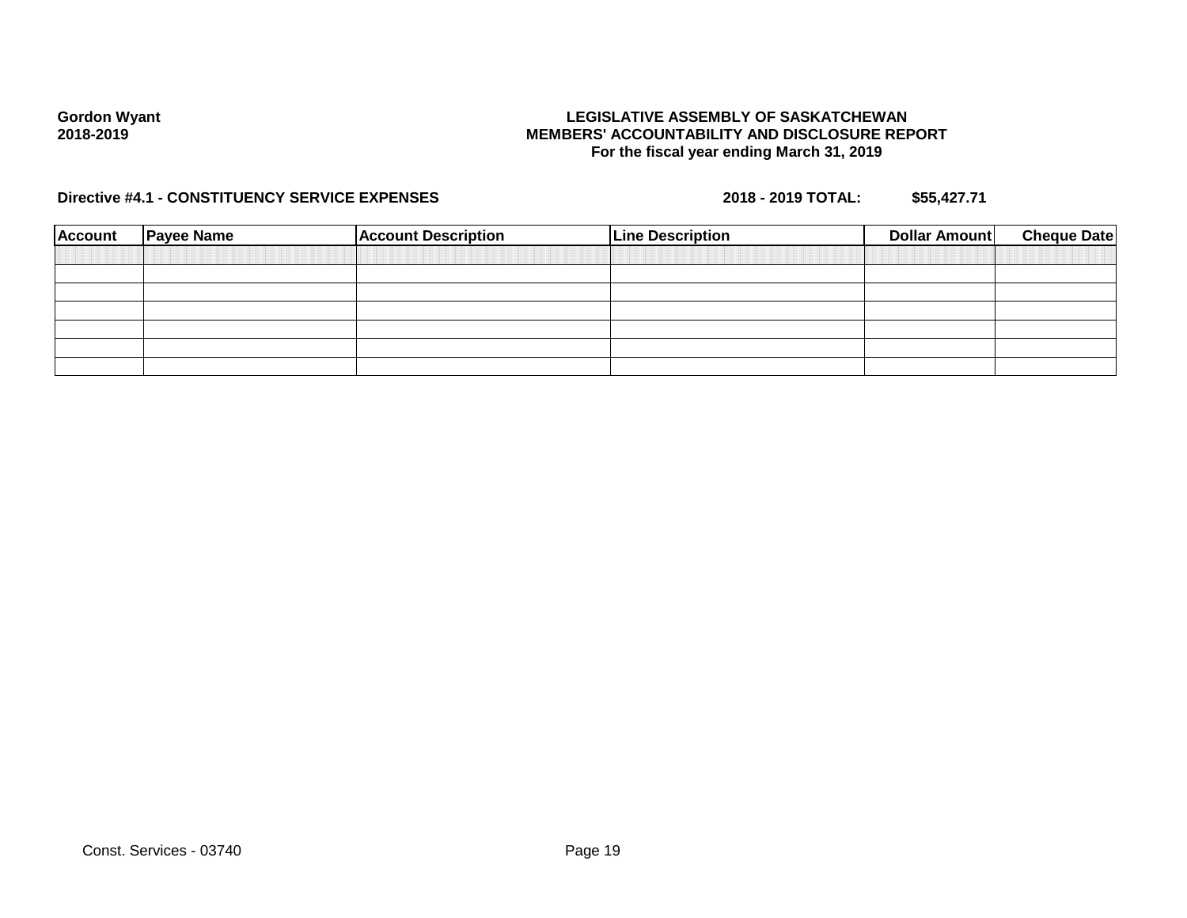**Gordon Wyant**
**2018-2019**

**LEGISLATIVE ASSEMBLY OF SASKATCHEWAN**
**MEMBERS' ACCOUNTABILITY AND DISCLOSURE REPORT**
**For the fiscal year ending March 31, 2019**

**Directive #4.1 - CONSTITUENCY SERVICE EXPENSES** **2018 - 2019 TOTAL: $55,427.71**

| Account | Payee Name | Account Description | Line Description | Dollar Amount | Cheque Date |
|---|---|---|---|---|---|
| | | | | | |
| | | | | | |
| | | | | | |
| | | | | | |
| | | | | | |
| | | | | | |
| | | | | | |

Const. Services - 03740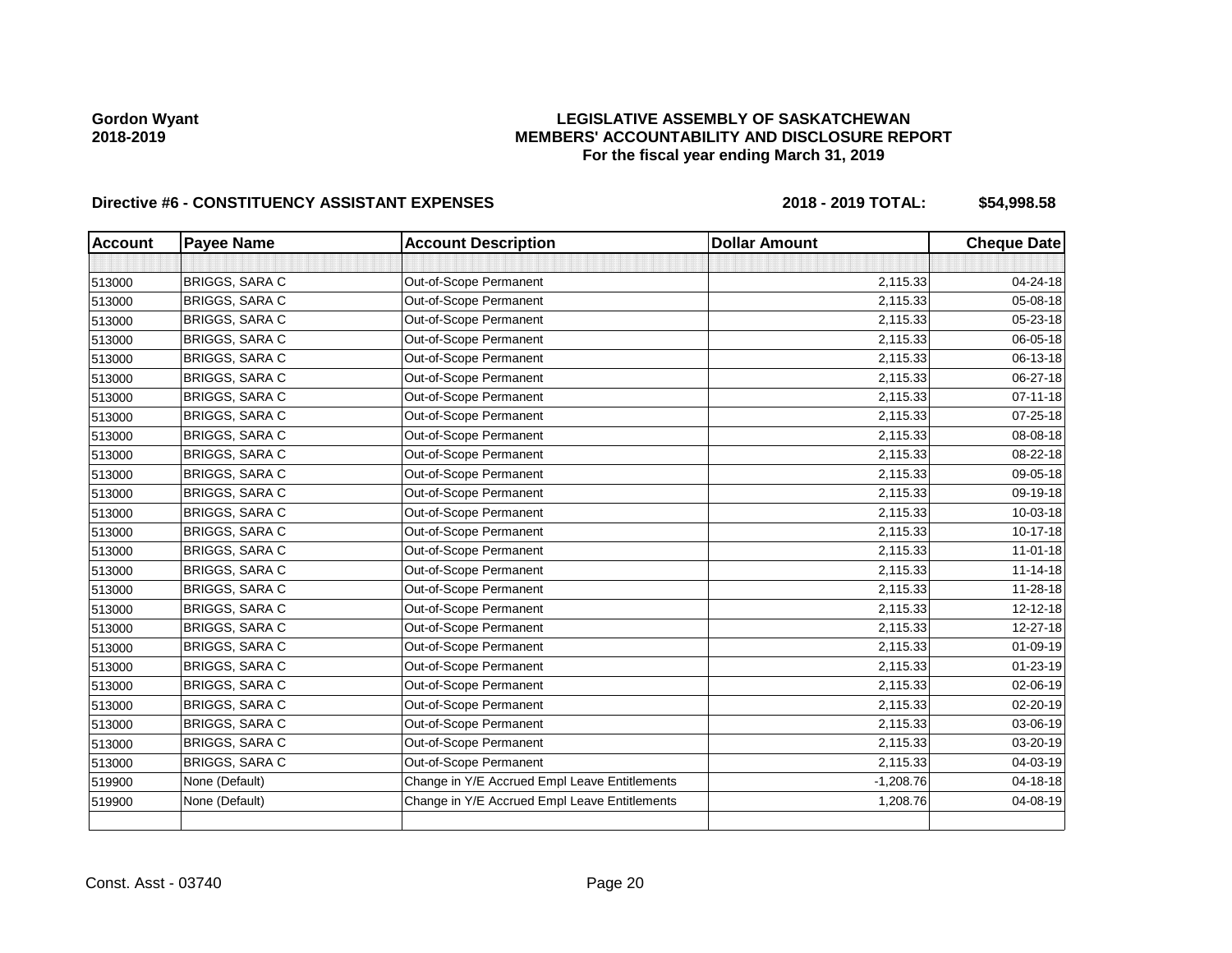**Gordon Wyant**
**2018-2019**

**LEGISLATIVE ASSEMBLY OF SASKATCHEWAN**
**MEMBERS' ACCOUNTABILITY AND DISCLOSURE REPORT**
**For the fiscal year ending March 31, 2019**

**Directive #6 - CONSTITUENCY ASSISTANT EXPENSES** **2018 - 2019 TOTAL: $54,998.58**

| Account | Payee Name | Account Description | Dollar Amount | Cheque Date |
|---|---|---|---|---|
| | | | | |
| 513000 | BRIGGS, SARA C | Out-of-Scope Permanent | 2,115.33 | 04-24-18 |
| 513000 | BRIGGS, SARA C | Out-of-Scope Permanent | 2,115.33 | 05-08-18 |
| 513000 | BRIGGS, SARA C | Out-of-Scope Permanent | 2,115.33 | 05-23-18 |
| 513000 | BRIGGS, SARA C | Out-of-Scope Permanent | 2,115.33 | 06-05-18 |
| 513000 | BRIGGS, SARA C | Out-of-Scope Permanent | 2,115.33 | 06-13-18 |
| 513000 | BRIGGS, SARA C | Out-of-Scope Permanent | 2,115.33 | 06-27-18 |
| 513000 | BRIGGS, SARA C | Out-of-Scope Permanent | 2,115.33 | 07-11-18 |
| 513000 | BRIGGS, SARA C | Out-of-Scope Permanent | 2,115.33 | 07-25-18 |
| 513000 | BRIGGS, SARA C | Out-of-Scope Permanent | 2,115.33 | 08-08-18 |
| 513000 | BRIGGS, SARA C | Out-of-Scope Permanent | 2,115.33 | 08-22-18 |
| 513000 | BRIGGS, SARA C | Out-of-Scope Permanent | 2,115.33 | 09-05-18 |
| 513000 | BRIGGS, SARA C | Out-of-Scope Permanent | 2,115.33 | 09-19-18 |
| 513000 | BRIGGS, SARA C | Out-of-Scope Permanent | 2,115.33 | 10-03-18 |
| 513000 | BRIGGS, SARA C | Out-of-Scope Permanent | 2,115.33 | 10-17-18 |
| 513000 | BRIGGS, SARA C | Out-of-Scope Permanent | 2,115.33 | 11-01-18 |
| 513000 | BRIGGS, SARA C | Out-of-Scope Permanent | 2,115.33 | 11-14-18 |
| 513000 | BRIGGS, SARA C | Out-of-Scope Permanent | 2,115.33 | 11-28-18 |
| 513000 | BRIGGS, SARA C | Out-of-Scope Permanent | 2,115.33 | 12-12-18 |
| 513000 | BRIGGS, SARA C | Out-of-Scope Permanent | 2,115.33 | 12-27-18 |
| 513000 | BRIGGS, SARA C | Out-of-Scope Permanent | 2,115.33 | 01-09-19 |
| 513000 | BRIGGS, SARA C | Out-of-Scope Permanent | 2,115.33 | 01-23-19 |
| 513000 | BRIGGS, SARA C | Out-of-Scope Permanent | 2,115.33 | 02-06-19 |
| 513000 | BRIGGS, SARA C | Out-of-Scope Permanent | 2,115.33 | 02-20-19 |
| 513000 | BRIGGS, SARA C | Out-of-Scope Permanent | 2,115.33 | 03-06-19 |
| 513000 | BRIGGS, SARA C | Out-of-Scope Permanent | 2,115.33 | 03-20-19 |
| 513000 | BRIGGS, SARA C | Out-of-Scope Permanent | 2,115.33 | 04-03-19 |
| 519900 | None (Default) | Change in Y/E Accrued Empl Leave Entitlements | -1,208.76 | 04-18-18 |
| 519900 | None (Default) | Change in Y/E Accrued Empl Leave Entitlements | 1,208.76 | 04-08-19 |
| | | | | |

Const. Asst - 03740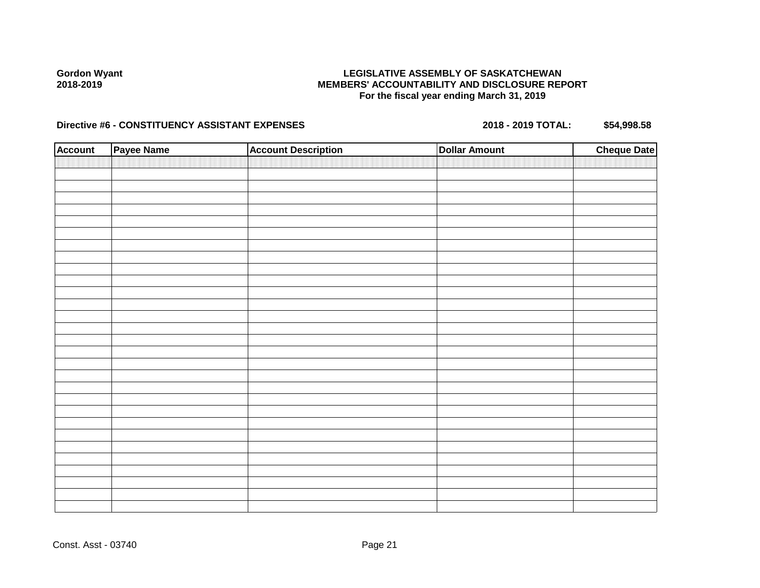**Gordon Wyant**
**2018-2019**

**LEGISLATIVE ASSEMBLY OF SASKATCHEWAN**
**MEMBERS' ACCOUNTABILITY AND DISCLOSURE REPORT**
**For the fiscal year ending March 31, 2019**

**Directive #6 - CONSTITUENCY ASSISTANT EXPENSES** **2018 - 2019 TOTAL: $54,998.58**

| Account | Payee Name | Account Description | Dollar Amount | Cheque Date |
|---|---|---|---|---|
| | | | | |

Const. Asst - 03740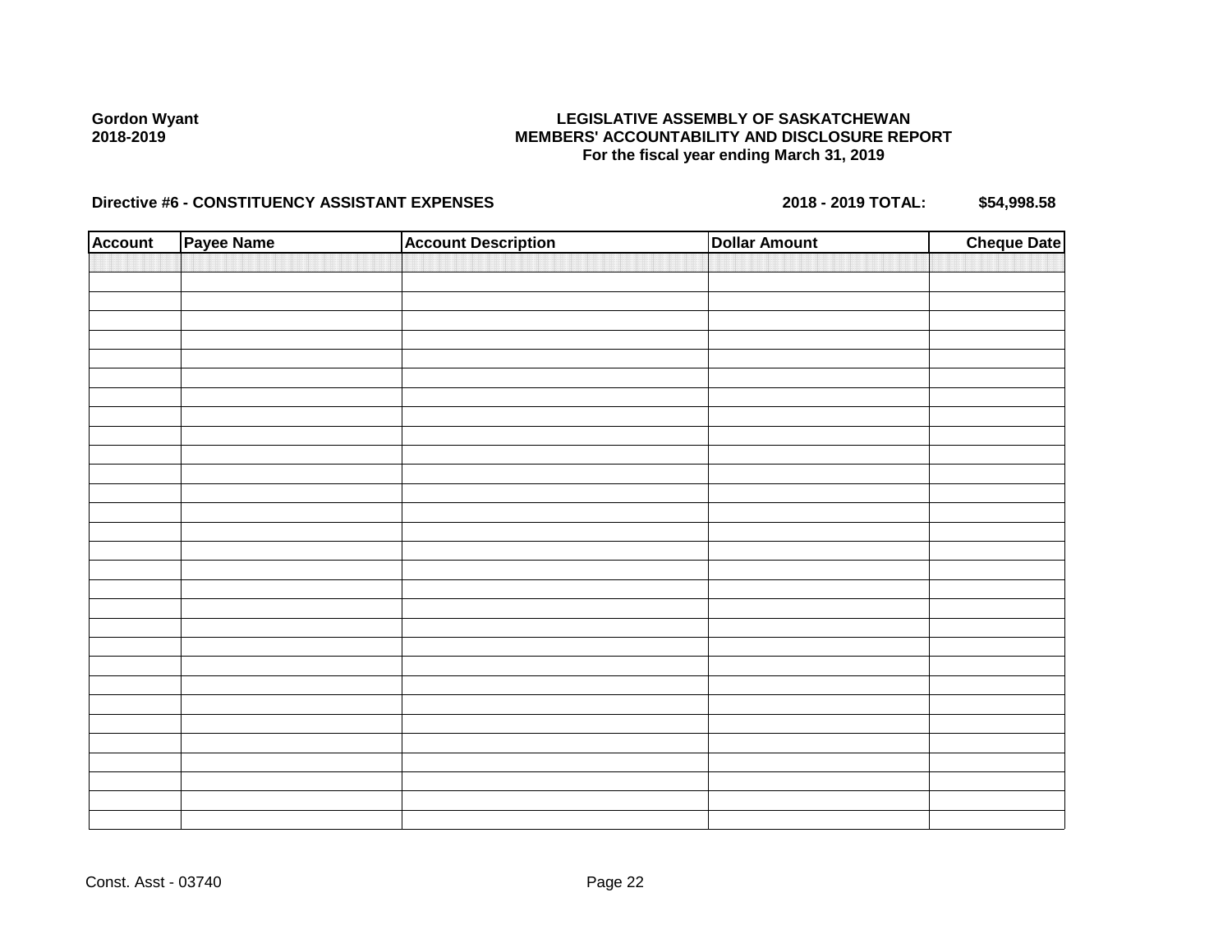**Gordon Wyant**
**2018-2019**

**LEGISLATIVE ASSEMBLY OF SASKATCHEWAN**
**MEMBERS' ACCOUNTABILITY AND DISCLOSURE REPORT**
**For the fiscal year ending March 31, 2019**

**Directive #6 - CONSTITUENCY ASSISTANT EXPENSES** **2018 - 2019 TOTAL: $54,998.58**

| Account | Payee Name | Account Description | Dollar Amount | Cheque Date |
|---|---|---|---|---|
| | | | | |

Const. Asst - 03740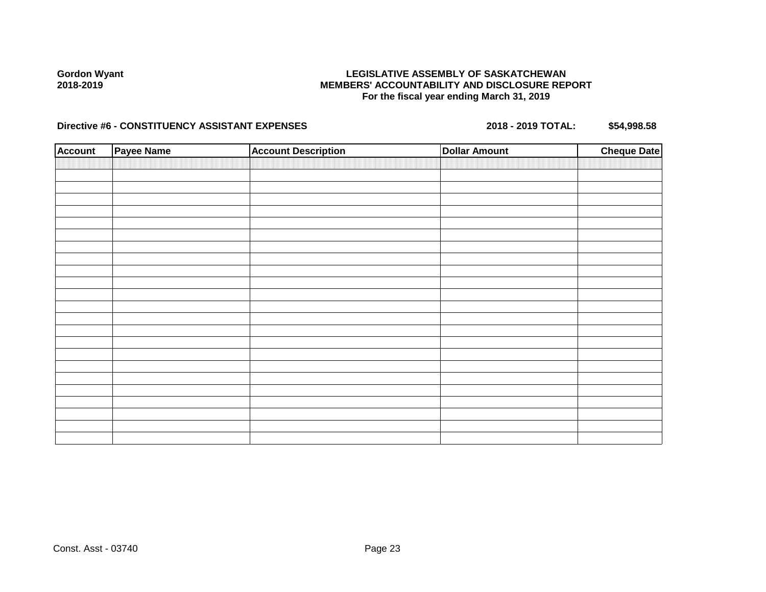**Gordon Wyant**
**2018-2019**

# LEGISLATIVE ASSEMBLY OF SASKATCHEWAN
## MEMBERS' ACCOUNTABILITY AND DISCLOSURE REPORT
**For the fiscal year ending March 31, 2019**

**Directive #6 - CONSTITUENCY ASSISTANT EXPENSES** **2018 - 2019 TOTAL: $54,998.58**

| Account | Payee Name | Account Description | Dollar Amount | Cheque Date |
|---|---|---|---|---|
| | | | | |

Const. Asst - 03740